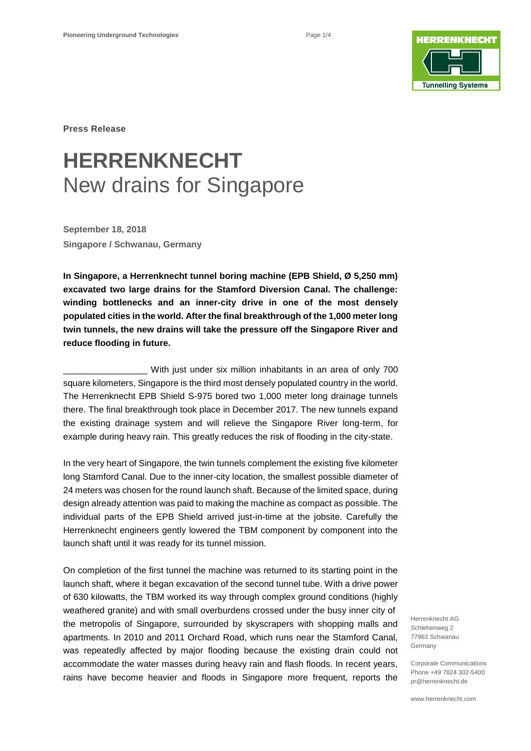**Press Release**

# HERRENKNECHT
## New drains for Singapore

**September 18, 2018**
**Singapore / Schwanau, Germany**

**In Singapore, a Herrenknecht tunnel boring machine (EPB Shield, Ø 5,250 mm) excavated two large drains for the Stamford Diversion Canal. The challenge: winding bottlenecks and an inner-city drive in one of the most densely populated cities in the world. After the final breakthrough of the 1,000 meter long twin tunnels, the new drains will take the pressure off the Singapore River and reduce flooding in future.**

_________________ With just under six million inhabitants in an area of only 700 square kilometers, Singapore is the third most densely populated country in the world. The Herrenknecht EPB Shield S-975 bored two 1,000 meter long drainage tunnels there. The final breakthrough took place in December 2017. The new tunnels expand the existing drainage system and will relieve the Singapore River long-term, for example during heavy rain. This greatly reduces the risk of flooding in the city-state.

In the very heart of Singapore, the twin tunnels complement the existing five kilometer long Stamford Canal. Due to the inner-city location, the smallest possible diameter of 24 meters was chosen for the round launch shaft. Because of the limited space, during design already attention was paid to making the machine as compact as possible. The individual parts of the EPB Shield arrived just-in-time at the jobsite. Carefully the Herrenknecht engineers gently lowered the TBM component by component into the launch shaft until it was ready for its tunnel mission.

On completion of the first tunnel the machine was returned to its starting point in the launch shaft, where it began excavation of the second tunnel tube. With a drive power of 630 kilowatts, the TBM worked its way through complex ground conditions (highly weathered granite) and with small overburdens crossed under the busy inner city of the metropolis of Singapore, surrounded by skyscrapers with shopping malls and apartments. In 2010 and 2011 Orchard Road, which runs near the Stamford Canal, was repeatedly affected by major flooding because the existing drain could not accommodate the water masses during heavy rain and flash floods. In recent years, rains have become heavier and floods in Singapore more frequent, reports the

Herrenknecht AG
Schlehenweg 2
77963 Schwanau
Germany

Corporate Communications
Phone +49 7824 302-5400
pr@herrenknecht.de

www.herrenknecht.com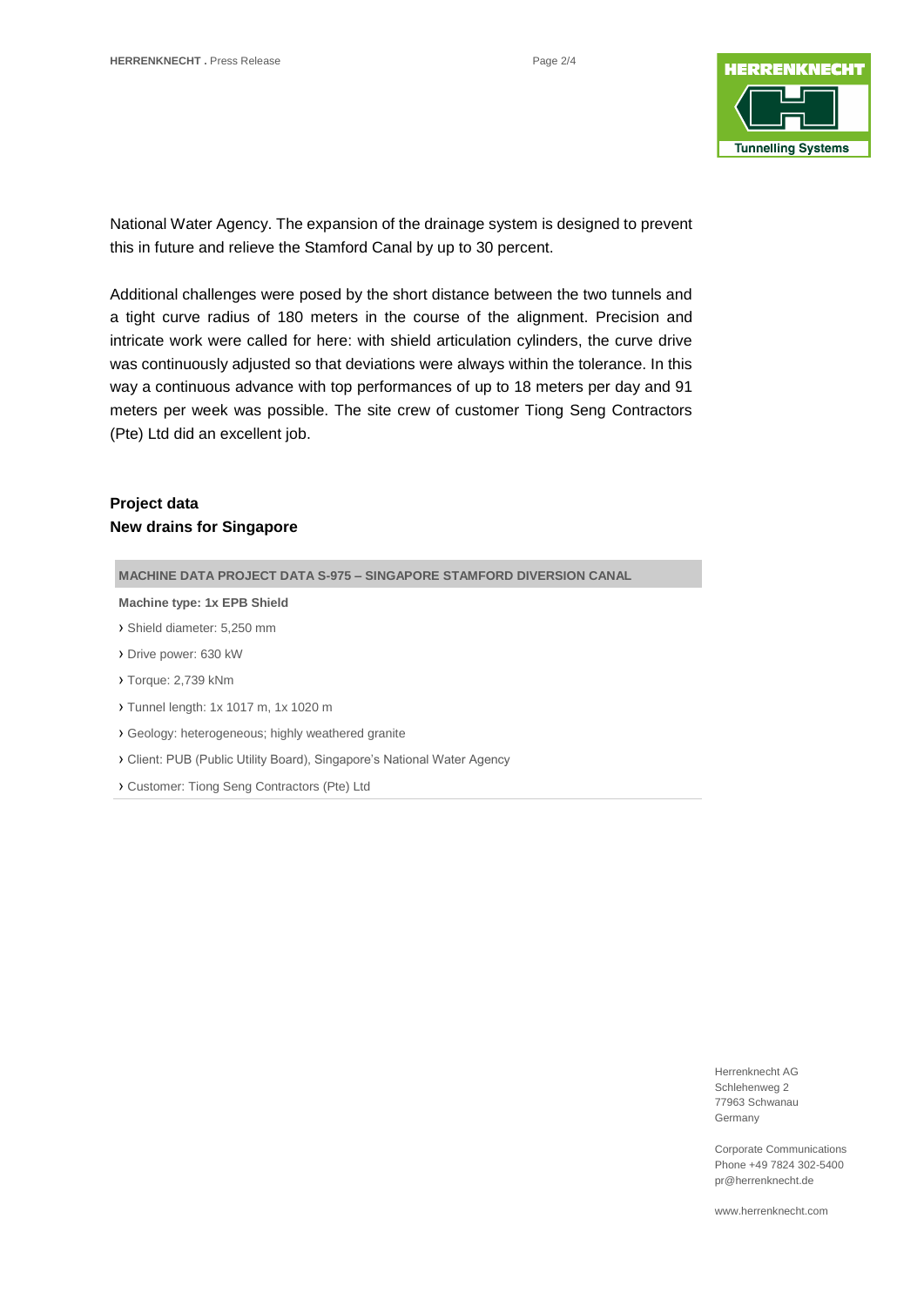National Water Agency. The expansion of the drainage system is designed to prevent this in future and relieve the Stamford Canal by up to 30 percent.

Additional challenges were posed by the short distance between the two tunnels and a tight curve radius of 180 meters in the course of the alignment. Precision and intricate work were called for here: with shield articulation cylinders, the curve drive was continuously adjusted so that deviations were always within the tolerance. In this way a continuous advance with top performances of up to 18 meters per day and 91 meters per week was possible. The site crew of customer Tiong Seng Contractors (Pte) Ltd did an excellent job.

**Project data**
**New drains for Singapore**

| MACHINE DATA PROJECT DATA S-975 – SINGAPORE STAMFORD DIVERSION CANAL |
| --- |
| **Machine type: 1x EPB Shield** |
| › Shield diameter: 5,250 mm |
| › Drive power: 630 kW |
| › Torque: 2,739 kNm |
| › Tunnel length: 1x 1017 m, 1x 1020 m |
| › Geology: heterogeneous; highly weathered granite |
| › Client: PUB (Public Utility Board), Singapore's National Water Agency |
| › Customer: Tiong Seng Contractors (Pte) Ltd |

Herrenknecht AG
Schlehenweg 2
77963 Schwanau
Germany

Corporate Communications
Phone +49 7824 302-5400
pr@herrenknecht.de

www.herrenknecht.com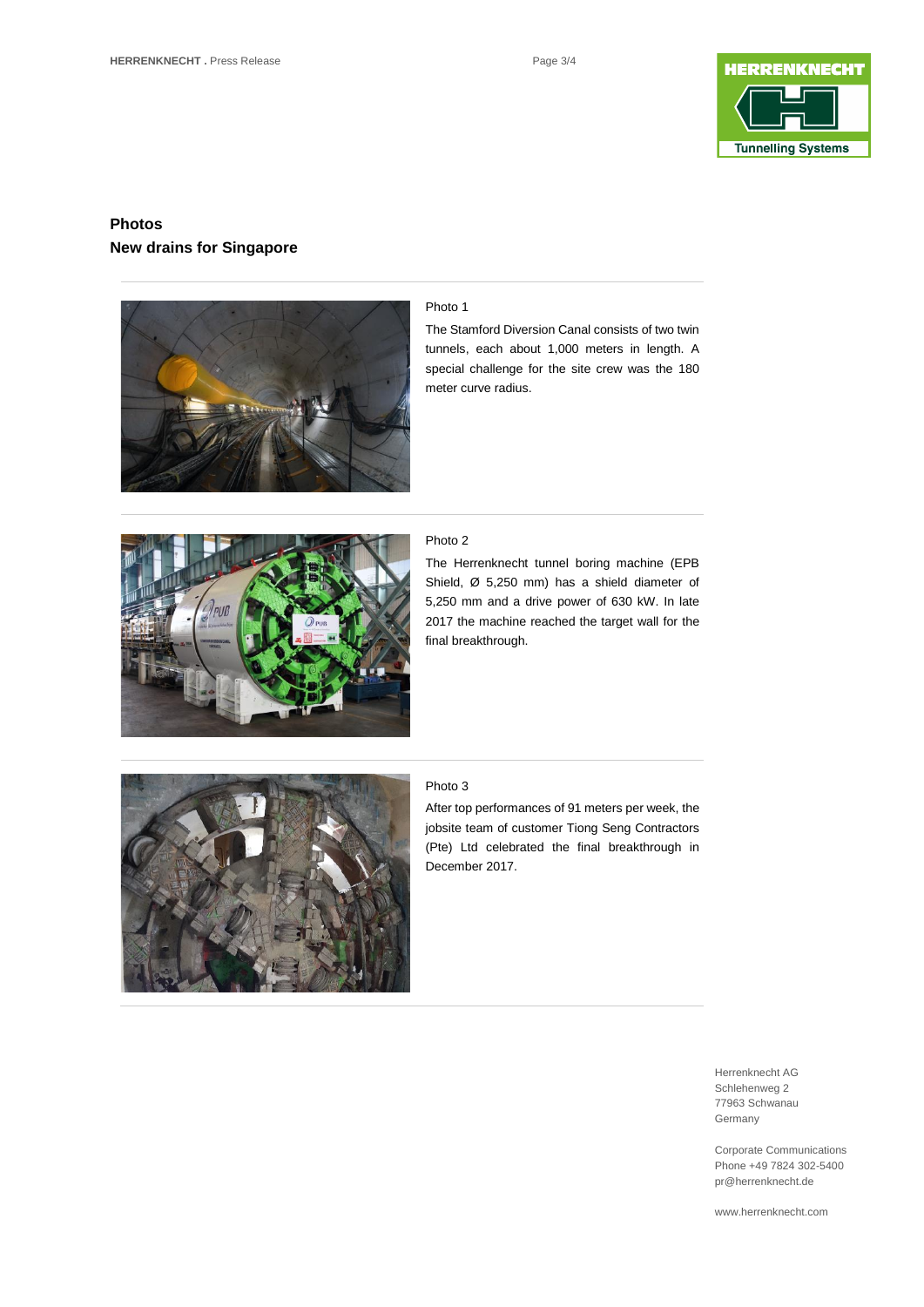## Photos
## New drains for Singapore

Photo 1

The Stamford Diversion Canal consists of two twin tunnels, each about 1,000 meters in length. A special challenge for the site crew was the 180 meter curve radius.

Photo 2

The Herrenknecht tunnel boring machine (EPB Shield, Ø 5,250 mm) has a shield diameter of 5,250 mm and a drive power of 630 kW. In late 2017 the machine reached the target wall for the final breakthrough.

Photo 3

After top performances of 91 meters per week, the jobsite team of customer Tiong Seng Contractors (Pte) Ltd celebrated the final breakthrough in December 2017.

Herrenknecht AG
Schlehenweg 2
77963 Schwanau
Germany

Corporate Communications
Phone +49 7824 302-5400
pr@herrenknecht.de

www.herrenknecht.com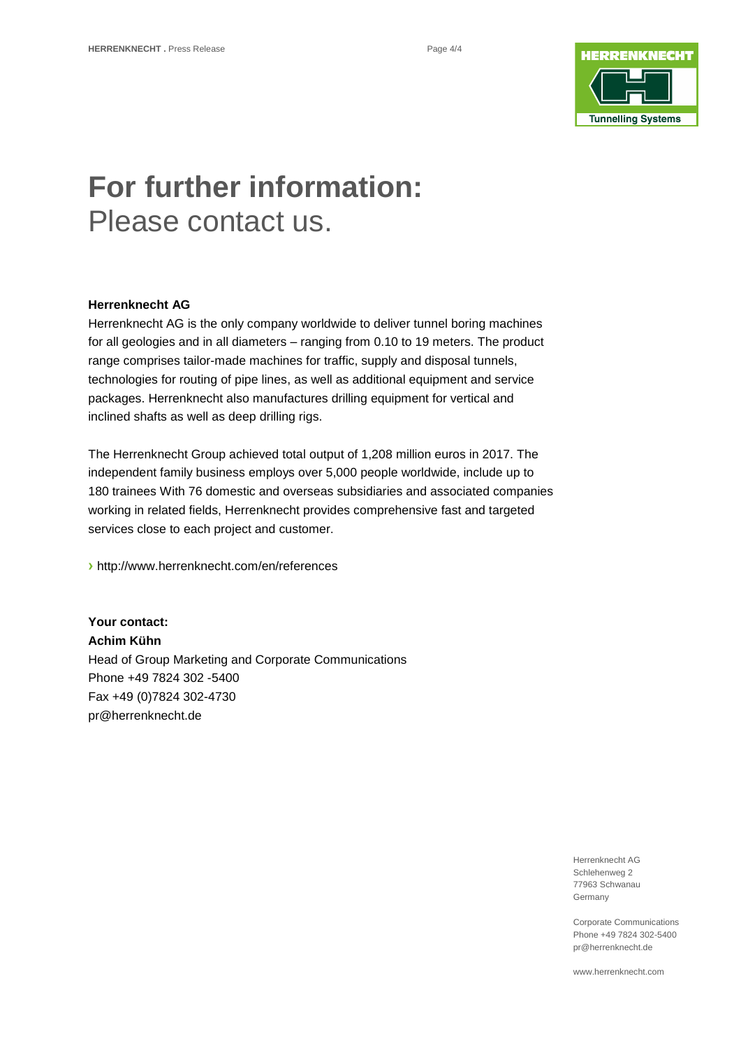# For further information:
Please contact us.

**Herrenknecht AG**

Herrenknecht AG is the only company worldwide to deliver tunnel boring machines for all geologies and in all diameters – ranging from 0.10 to 19 meters. The product range comprises tailor-made machines for traffic, supply and disposal tunnels, technologies for routing of pipe lines, as well as additional equipment and service packages. Herrenknecht also manufactures drilling equipment for vertical and inclined shafts as well as deep drilling rigs.

The Herrenknecht Group achieved total output of 1,208 million euros in 2017. The independent family business employs over 5,000 people worldwide, include up to 180 trainees With 76 domestic and overseas subsidiaries and associated companies working in related fields, Herrenknecht provides comprehensive fast and targeted services close to each project and customer.

› http://www.herrenknecht.com/en/references

**Your contact:**
**Achim Kühn**
Head of Group Marketing and Corporate Communications
Phone +49 7824 302 -5400
Fax +49 (0)7824 302-4730
pr@herrenknecht.de

Herrenknecht AG
Schlehenweg 2
77963 Schwanau
Germany

Corporate Communications
Phone +49 7824 302-5400
pr@herrenknecht.de

www.herrenknecht.com